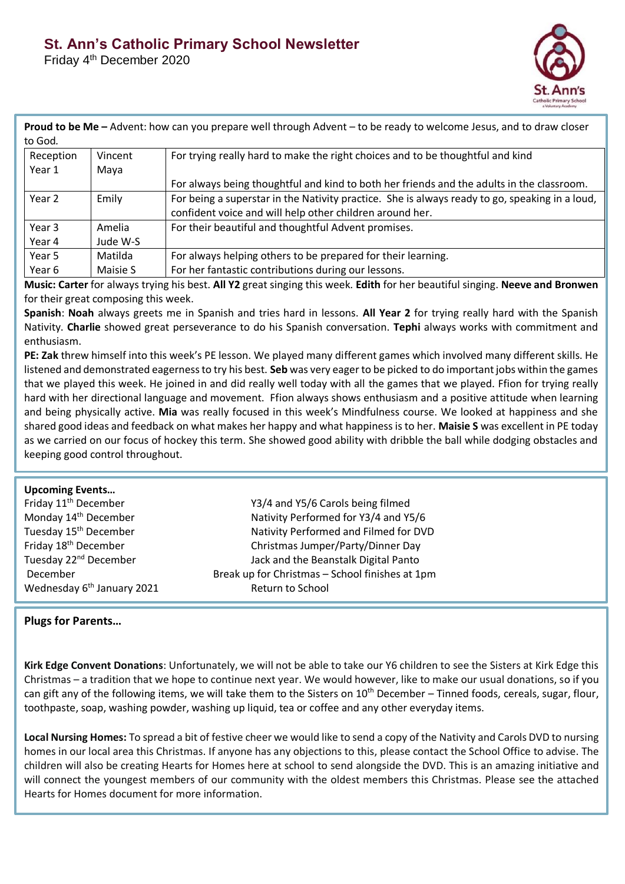# St. Ann's Catholic Primary School Newsletter

Friday 4th December 2020

**Proud to be Me –** Advent: how can you prepare well through Advent – to be ready to welcome Jesus, and to draw closer to God.

| | | |
|---|---|---|
| Reception | Vincent | For trying really hard to make the right choices and to be thoughtful and kind |
| Year 1 | Maya | For always being thoughtful and kind to both her friends and the adults in the classroom. |
| Year 2 | Emily | For being a superstar in the Nativity practice. She is always ready to go, speaking in a loud, confident voice and will help other children around her. |
| Year 3 | Amelia | For their beautiful and thoughtful Advent promises. |
| Year 4 | Jude W-S | |
| Year 5 | Matilda | For always helping others to be prepared for their learning. |
| Year 6 | Maisie S | For her fantastic contributions during our lessons. |

**Music: Carter** for always trying his best. **All Y2** great singing this week. **Edith** for her beautiful singing. **Neeve and Bronwen** for their great composing this week.

**Spanish**: **Noah** always greets me in Spanish and tries hard in lessons. **All Year 2** for trying really hard with the Spanish Nativity. **Charlie** showed great perseverance to do his Spanish conversation. **Tephi** always works with commitment and enthusiasm.

**PE: Zak** threw himself into this week's PE lesson. We played many different games which involved many different skills. He listened and demonstrated eagerness to try his best. **Seb** was very eager to be picked to do important jobs within the games that we played this week. He joined in and did really well today with all the games that we played. Ffion for trying really hard with her directional language and movement. Ffion always shows enthusiasm and a positive attitude when learning and being physically active. **Mia** was really focused in this week's Mindfulness course. We looked at happiness and she shared good ideas and feedback on what makes her happy and what happiness is to her. **Maisie S** was excellent in PE today as we carried on our focus of hockey this term. She showed good ability with dribble the ball while dodging obstacles and keeping good control throughout.

**Upcoming Events…**

| | |
|---|---|
| Friday 11th December | Y3/4 and Y5/6 Carols being filmed |
| Monday 14th December | Nativity Performed for Y3/4 and Y5/6 |
| Tuesday 15th December | Nativity Performed and Filmed for DVD |
| Friday 18th December | Christmas Jumper/Party/Dinner Day |
| Tuesday 22nd December | Jack and the Beanstalk Digital Panto |
| December | Break up for Christmas – School finishes at 1pm |
| Wednesday 6th January 2021 | Return to School |

**Plugs for Parents…**

**Kirk Edge Convent Donations**: Unfortunately, we will not be able to take our Y6 children to see the Sisters at Kirk Edge this Christmas – a tradition that we hope to continue next year. We would however, like to make our usual donations, so if you can gift any of the following items, we will take them to the Sisters on 10th December – Tinned foods, cereals, sugar, flour, toothpaste, soap, washing powder, washing up liquid, tea or coffee and any other everyday items.

**Local Nursing Homes:** To spread a bit of festive cheer we would like to send a copy of the Nativity and Carols DVD to nursing homes in our local area this Christmas. If anyone has any objections to this, please contact the School Office to advise. The children will also be creating Hearts for Homes here at school to send alongside the DVD. This is an amazing initiative and will connect the youngest members of our community with the oldest members this Christmas. Please see the attached Hearts for Homes document for more information.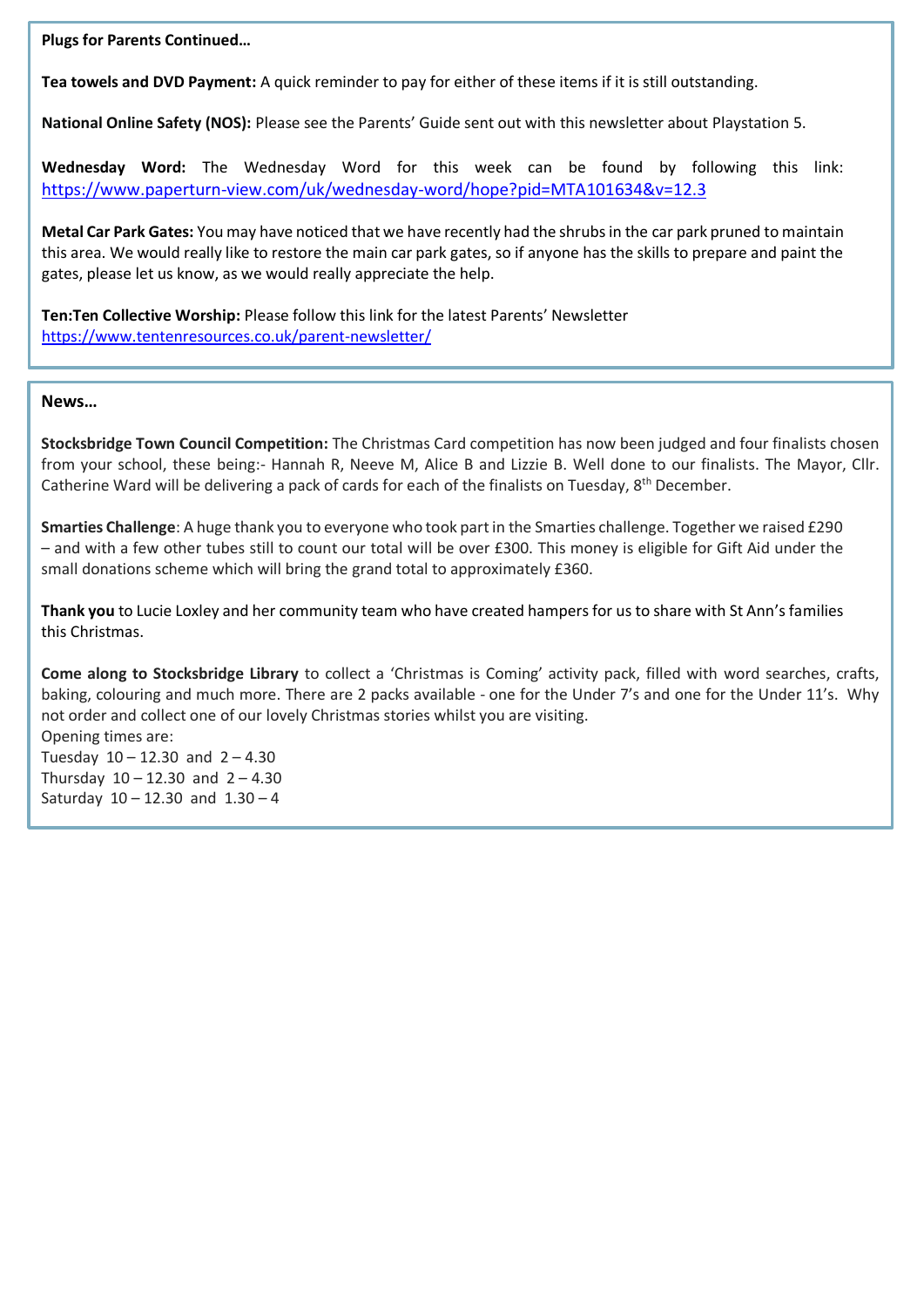**Plugs for Parents Continued…**

**Tea towels and DVD Payment:** A quick reminder to pay for either of these items if it is still outstanding.

**National Online Safety (NOS):** Please see the Parents' Guide sent out with this newsletter about Playstation 5.

**Wednesday Word:** The Wednesday Word for this week can be found by following this link: https://www.paperturn-view.com/uk/wednesday-word/hope?pid=MTA101634&v=12.3

**Metal Car Park Gates:** You may have noticed that we have recently had the shrubs in the car park pruned to maintain this area. We would really like to restore the main car park gates, so if anyone has the skills to prepare and paint the gates, please let us know, as we would really appreciate the help.

**Ten:Ten Collective Worship:** Please follow this link for the latest Parents' Newsletter https://www.tentenresources.co.uk/parent-newsletter/

## News…

**Stocksbridge Town Council Competition:** The Christmas Card competition has now been judged and four finalists chosen from your school, these being:- Hannah R, Neeve M, Alice B and Lizzie B. Well done to our finalists. The Mayor, Cllr. Catherine Ward will be delivering a pack of cards for each of the finalists on Tuesday, 8th December.

**Smarties Challenge**: A huge thank you to everyone who took part in the Smarties challenge. Together we raised £290 – and with a few other tubes still to count our total will be over £300. This money is eligible for Gift Aid under the small donations scheme which will bring the grand total to approximately £360.

**Thank you** to Lucie Loxley and her community team who have created hampers for us to share with St Ann's families this Christmas.

**Come along to Stocksbridge Library** to collect a 'Christmas is Coming' activity pack, filled with word searches, crafts, baking, colouring and much more. There are 2 packs available - one for the Under 7's and one for the Under 11's. Why not order and collect one of our lovely Christmas stories whilst you are visiting.

Opening times are:

Tuesday 10 – 12.30 and 2 – 4.30

Thursday 10 – 12.30 and 2 – 4.30

Saturday 10 – 12.30 and 1.30 – 4